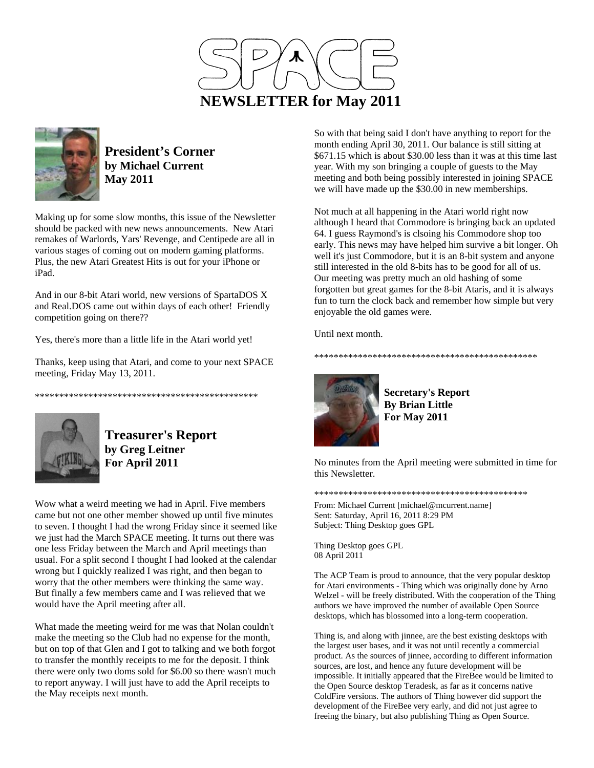# SPACE NEWSLETTER for May 2011

## President's Corner
**by Michael Current**
**May 2011**

Making up for some slow months, this issue of the Newsletter should be packed with new news announcements. New Atari remakes of Warlords, Yars' Revenge, and Centipede are all in various stages of coming out on modern gaming platforms. Plus, the new Atari Greatest Hits is out for your iPhone or iPad.

And in our 8-bit Atari world, new versions of SpartaDOS X and Real.DOS came out within days of each other! Friendly competition going on there??

Yes, there's more than a little life in the Atari world yet!

Thanks, keep using that Atari, and come to your next SPACE meeting, Friday May 13, 2011.

**********************************************

## Treasurer's Report
**by Greg Leitner**
**For April 2011**

Wow what a weird meeting we had in April. Five members came but not one other member showed up until five minutes to seven. I thought I had the wrong Friday since it seemed like we just had the March SPACE meeting. It turns out there was one less Friday between the March and April meetings than usual. For a split second I thought I had looked at the calendar wrong but I quickly realized I was right, and then began to worry that the other members were thinking the same way. But finally a few members came and I was relieved that we would have the April meeting after all.

What made the meeting weird for me was that Nolan couldn't make the meeting so the Club had no expense for the month, but on top of that Glen and I got to talking and we both forgot to transfer the monthly receipts to me for the deposit. I think there were only two doms sold for $6.00 so there wasn't much to report anyway. I will just have to add the April receipts to the May receipts next month.

So with that being said I don't have anything to report for the month ending April 30, 2011. Our balance is still sitting at $671.15 which is about $30.00 less than it was at this time last year. With my son bringing a couple of guests to the May meeting and both being possibly interested in joining SPACE we will have made up the $30.00 in new memberships.

Not much at all happening in the Atari world right now although I heard that Commodore is bringing back an updated 64. I guess Raymond's is clsoing his Commodore shop too early. This news may have helped him survive a bit longer. Oh well it's just Commodore, but it is an 8-bit system and anyone still interested in the old 8-bits has to be good for all of us. Our meeting was pretty much an old hashing of some forgotten but great games for the 8-bit Ataris, and it is always fun to turn the clock back and remember how simple but very enjoyable the old games were.

Until next month.

**********************************************

## Secretary's Report
**By Brian Little**
**For May 2011**

No minutes from the April meeting were submitted in time for this Newsletter.

********************************************

From: Michael Current [michael@mcurrent.name]
Sent: Saturday, April 16, 2011 8:29 PM
Subject: Thing Desktop goes GPL

Thing Desktop goes GPL
08 April 2011

The ACP Team is proud to announce, that the very popular desktop for Atari environments - Thing which was originally done by Arno Welzel - will be freely distributed. With the cooperation of the Thing authors we have improved the number of available Open Source desktops, which has blossomed into a long-term cooperation.

Thing is, and along with jinnee, are the best existing desktops with the largest user bases, and it was not until recently a commercial product. As the sources of jinnee, according to different information sources, are lost, and hence any future development will be impossible. It initially appeared that the FireBee would be limited to the Open Source desktop Teradesk, as far as it concerns native ColdFire versions. The authors of Thing however did support the development of the FireBee very early, and did not just agree to freeing the binary, but also publishing Thing as Open Source.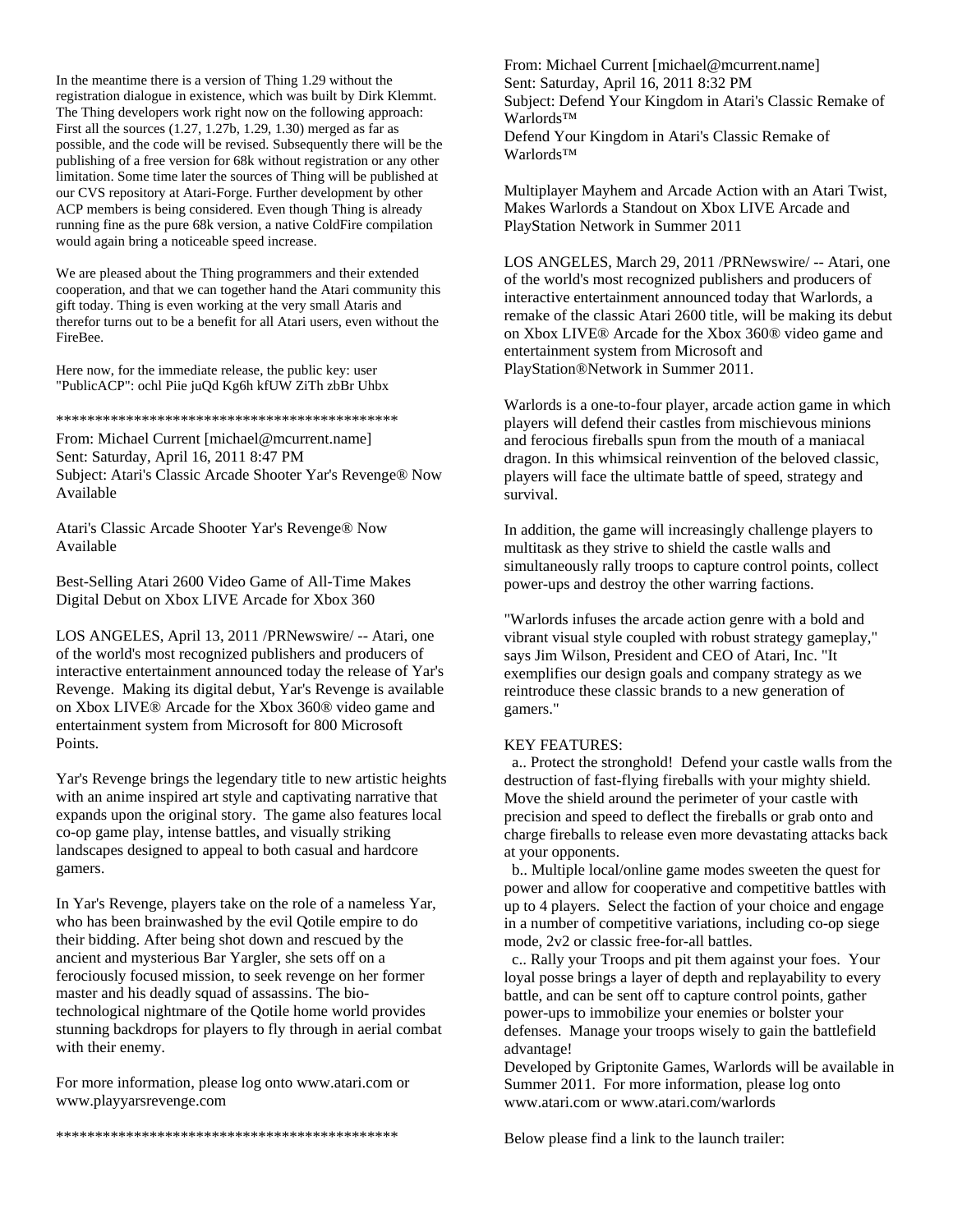In the meantime there is a version of Thing 1.29 without the registration dialogue in existence, which was built by Dirk Klemmt. The Thing developers work right now on the following approach: First all the sources (1.27, 1.27b, 1.29, 1.30) merged as far as possible, and the code will be revised. Subsequently there will be the publishing of a free version for 68k without registration or any other limitation. Some time later the sources of Thing will be published at our CVS repository at Atari-Forge. Further development by other ACP members is being considered. Even though Thing is already running fine as the pure 68k version, a native ColdFire compilation would again bring a noticeable speed increase.

We are pleased about the Thing programmers and their extended cooperation, and that we can together hand the Atari community this gift today. Thing is even working at the very small Ataris and therefor turns out to be a benefit for all Atari users, even without the FireBee.

Here now, for the immediate release, the public key: user "PublicACP": ochl Piie juQd Kg6h kfUW ZiTh zbBr Uhbx

*********************************************

From: Michael Current [michael@mcurrent.name]
Sent: Saturday, April 16, 2011 8:47 PM
Subject: Atari's Classic Arcade Shooter Yar's Revenge® Now Available

Atari's Classic Arcade Shooter Yar's Revenge® Now Available

Best-Selling Atari 2600 Video Game of All-Time Makes Digital Debut on Xbox LIVE Arcade for Xbox 360

LOS ANGELES, April 13, 2011 /PRNewswire/ -- Atari, one of the world's most recognized publishers and producers of interactive entertainment announced today the release of Yar's Revenge. Making its digital debut, Yar's Revenge is available on Xbox LIVE® Arcade for the Xbox 360® video game and entertainment system from Microsoft for 800 Microsoft Points.

Yar's Revenge brings the legendary title to new artistic heights with an anime inspired art style and captivating narrative that expands upon the original story. The game also features local co-op game play, intense battles, and visually striking landscapes designed to appeal to both casual and hardcore gamers.

In Yar's Revenge, players take on the role of a nameless Yar, who has been brainwashed by the evil Qotile empire to do their bidding. After being shot down and rescued by the ancient and mysterious Bar Yargler, she sets off on a ferociously focused mission, to seek revenge on her former master and his deadly squad of assassins. The bio-technological nightmare of the Qotile home world provides stunning backdrops for players to fly through in aerial combat with their enemy.

For more information, please log onto www.atari.com or www.playyarsrevenge.com

*********************************************

From: Michael Current [michael@mcurrent.name]
Sent: Saturday, April 16, 2011 8:32 PM
Subject: Defend Your Kingdom in Atari's Classic Remake of Warlords™
Defend Your Kingdom in Atari's Classic Remake of Warlords™

Multiplayer Mayhem and Arcade Action with an Atari Twist, Makes Warlords a Standout on Xbox LIVE Arcade and PlayStation Network in Summer 2011

LOS ANGELES, March 29, 2011 /PRNewswire/ -- Atari, one of the world's most recognized publishers and producers of interactive entertainment announced today that Warlords, a remake of the classic Atari 2600 title, will be making its debut on Xbox LIVE® Arcade for the Xbox 360® video game and entertainment system from Microsoft and PlayStation®Network in Summer 2011.

Warlords is a one-to-four player, arcade action game in which players will defend their castles from mischievous minions and ferocious fireballs spun from the mouth of a maniacal dragon. In this whimsical reinvention of the beloved classic, players will face the ultimate battle of speed, strategy and survival.

In addition, the game will increasingly challenge players to multitask as they strive to shield the castle walls and simultaneously rally troops to capture control points, collect power-ups and destroy the other warring factions.

"Warlords infuses the arcade action genre with a bold and vibrant visual style coupled with robust strategy gameplay," says Jim Wilson, President and CEO of Atari, Inc. "It exemplifies our design goals and company strategy as we reintroduce these classic brands to a new generation of gamers."

KEY FEATURES:

a.. Protect the stronghold! Defend your castle walls from the destruction of fast-flying fireballs with your mighty shield. Move the shield around the perimeter of your castle with precision and speed to deflect the fireballs or grab onto and charge fireballs to release even more devastating attacks back at your opponents.

b.. Multiple local/online game modes sweeten the quest for power and allow for cooperative and competitive battles with up to 4 players. Select the faction of your choice and engage in a number of competitive variations, including co-op siege mode, 2v2 or classic free-for-all battles.

c.. Rally your Troops and pit them against your foes. Your loyal posse brings a layer of depth and replayability to every battle, and can be sent off to capture control points, gather power-ups to immobilize your enemies or bolster your defenses. Manage your troops wisely to gain the battlefield advantage!

Developed by Griptonite Games, Warlords will be available in Summer 2011. For more information, please log onto www.atari.com or www.atari.com/warlords

Below please find a link to the launch trailer: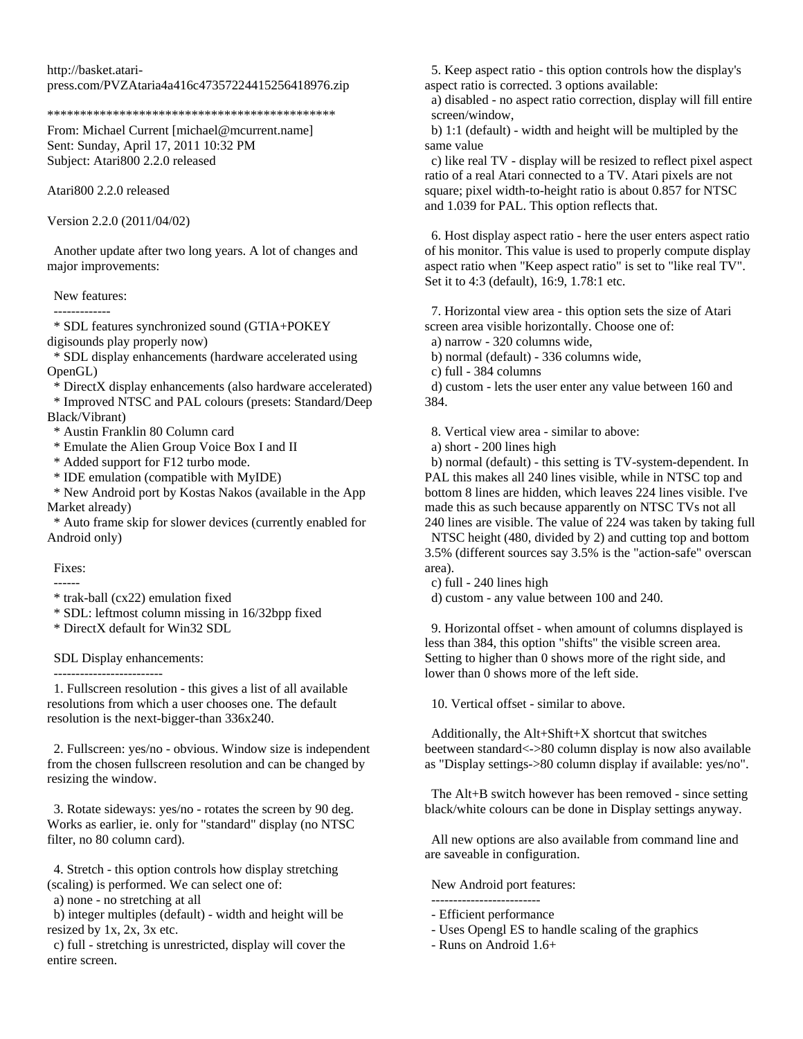http://basket.atari-press.com/PVZAtaria4a416c47357224415256418976.zip

*********************************************

From: Michael Current [michael@mcurrent.name]
Sent: Sunday, April 17, 2011 10:32 PM
Subject: Atari800 2.2.0 released

Atari800 2.2.0 released

Version 2.2.0 (2011/04/02)

Another update after two long years. A lot of changes and major improvements:

New features:
-------------
* SDL features synchronized sound (GTIA+POKEY digisounds play properly now)
* SDL display enhancements (hardware accelerated using OpenGL)
* DirectX display enhancements (also hardware accelerated)
* Improved NTSC and PAL colours (presets: Standard/Deep Black/Vibrant)
* Austin Franklin 80 Column card
* Emulate the Alien Group Voice Box I and II
* Added support for F12 turbo mode.
* IDE emulation (compatible with MyIDE)
* New Android port by Kostas Nakos (available in the App Market already)
* Auto frame skip for slower devices (currently enabled for Android only)

Fixes:
------
* trak-ball (cx22) emulation fixed
* SDL: leftmost column missing in 16/32bpp fixed
* DirectX default for Win32 SDL

SDL Display enhancements:
-------------------------
1. Fullscreen resolution - this gives a list of all available resolutions from which a user chooses one. The default resolution is the next-bigger-than 336x240.

2. Fullscreen: yes/no - obvious. Window size is independent from the chosen fullscreen resolution and can be changed by resizing the window.

3. Rotate sideways: yes/no - rotates the screen by 90 deg. Works as earlier, ie. only for "standard" display (no NTSC filter, no 80 column card).

4. Stretch - this option controls how display stretching (scaling) is performed. We can select one of:
a) none - no stretching at all
b) integer multiples (default) - width and height will be resized by 1x, 2x, 3x etc.
c) full - stretching is unrestricted, display will cover the entire screen.

5. Keep aspect ratio - this option controls how the display's aspect ratio is corrected. 3 options available:
a) disabled - no aspect ratio correction, display will fill entire screen/window,
b) 1:1 (default) - width and height will be multipled by the same value
c) like real TV - display will be resized to reflect pixel aspect ratio of a real Atari connected to a TV. Atari pixels are not square; pixel width-to-height ratio is about 0.857 for NTSC and 1.039 for PAL. This option reflects that.

6. Host display aspect ratio - here the user enters aspect ratio of his monitor. This value is used to properly compute display aspect ratio when "Keep aspect ratio" is set to "like real TV". Set it to 4:3 (default), 16:9, 1.78:1 etc.

7. Horizontal view area - this option sets the size of Atari screen area visible horizontally. Choose one of:
a) narrow - 320 columns wide,
b) normal (default) - 336 columns wide,
c) full - 384 columns
d) custom - lets the user enter any value between 160 and 384.

8. Vertical view area - similar to above:
a) short - 200 lines high
b) normal (default) - this setting is TV-system-dependent. In PAL this makes all 240 lines visible, while in NTSC top and bottom 8 lines are hidden, which leaves 224 lines visible. I've made this as such because apparently on NTSC TVs not all 240 lines are visible. The value of 224 was taken by taking full NTSC height (480, divided by 2) and cutting top and bottom 3.5% (different sources say 3.5% is the "action-safe" overscan area).
c) full - 240 lines high
d) custom - any value between 100 and 240.

9. Horizontal offset - when amount of columns displayed is less than 384, this option "shifts" the visible screen area. Setting to higher than 0 shows more of the right side, and lower than 0 shows more of the left side.

10. Vertical offset - similar to above.

Additionally, the Alt+Shift+X shortcut that switches beetween standard<->80 column display is now also available as "Display settings->80 column display if available: yes/no".

The Alt+B switch however has been removed - since setting black/white colours can be done in Display settings anyway.

All new options are also available from command line and are saveable in configuration.

New Android port features:
-------------------------
- Efficient performance
- Uses Opengl ES to handle scaling of the graphics
- Runs on Android 1.6+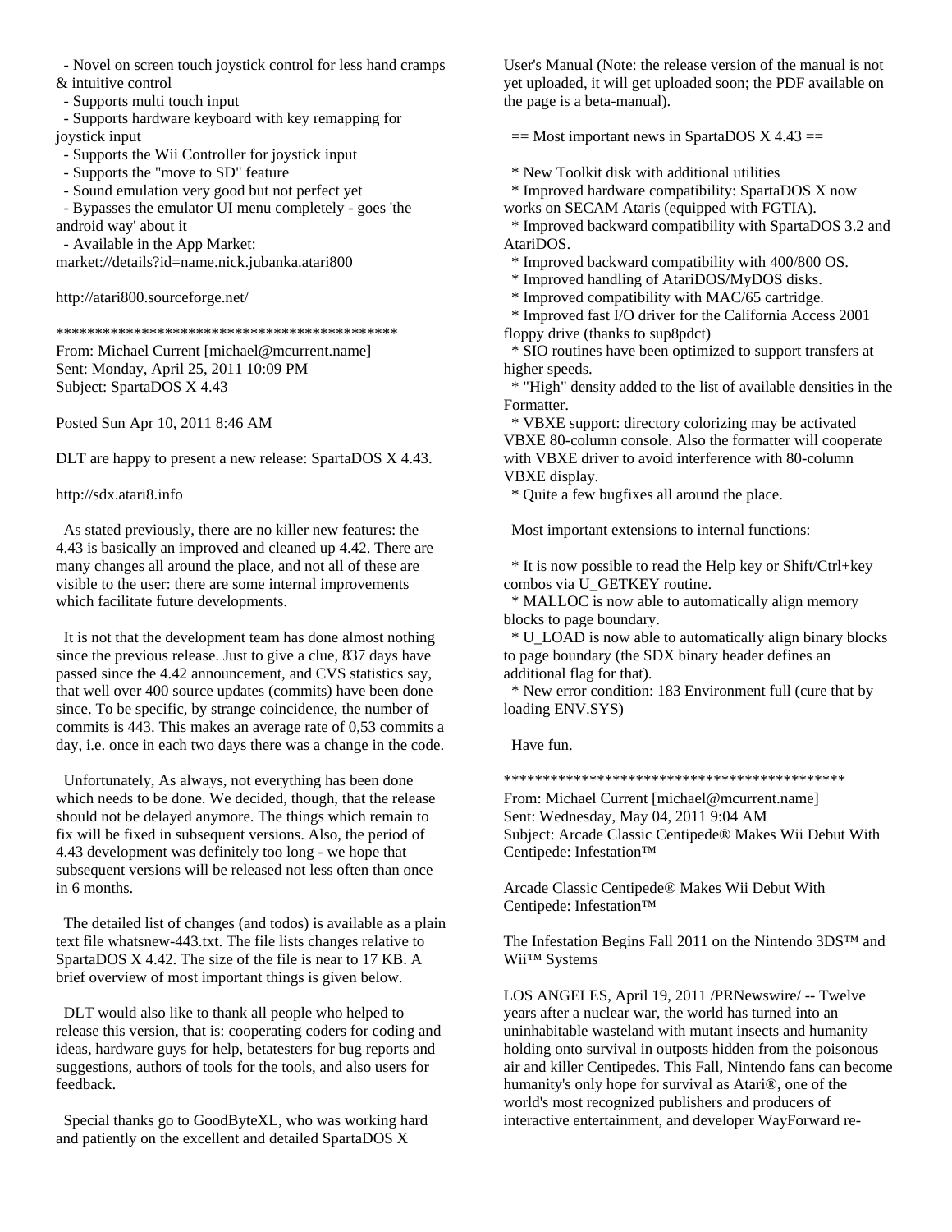- Novel on screen touch joystick control for less hand cramps & intuitive control
- Supports multi touch input
- Supports hardware keyboard with key remapping for joystick input
- Supports the Wii Controller for joystick input
- Supports the "move to SD" feature
- Sound emulation very good but not perfect yet
- Bypasses the emulator UI menu completely - goes 'the android way' about it
- Available in the App Market: market://details?id=name.nick.jubanka.atari800

http://atari800.sourceforge.net/

**********************************************

From: Michael Current [michael@mcurrent.name]
Sent: Monday, April 25, 2011 10:09 PM
Subject: SpartaDOS X 4.43

Posted Sun Apr 10, 2011 8:46 AM

DLT are happy to present a new release: SpartaDOS X 4.43.

http://sdx.atari8.info

As stated previously, there are no killer new features: the 4.43 is basically an improved and cleaned up 4.42. There are many changes all around the place, and not all of these are visible to the user: there are some internal improvements which facilitate future developments.

It is not that the development team has done almost nothing since the previous release. Just to give a clue, 837 days have passed since the 4.42 announcement, and CVS statistics say, that well over 400 source updates (commits) have been done since. To be specific, by strange coincidence, the number of commits is 443. This makes an average rate of 0,53 commits a day, i.e. once in each two days there was a change in the code.

Unfortunately, As always, not everything has been done which needs to be done. We decided, though, that the release should not be delayed anymore. The things which remain to fix will be fixed in subsequent versions. Also, the period of 4.43 development was definitely too long - we hope that subsequent versions will be released not less often than once in 6 months.

The detailed list of changes (and todos) is available as a plain text file whatsnew-443.txt. The file lists changes relative to SpartaDOS X 4.42. The size of the file is near to 17 KB. A brief overview of most important things is given below.

DLT would also like to thank all people who helped to release this version, that is: cooperating coders for coding and ideas, hardware guys for help, betatesters for bug reports and suggestions, authors of tools for the tools, and also users for feedback.

Special thanks go to GoodByteXL, who was working hard and patiently on the excellent and detailed SpartaDOS X User's Manual (Note: the release version of the manual is not yet uploaded, it will get uploaded soon; the PDF available on the page is a beta-manual).

== Most important news in SpartaDOS X 4.43 ==

* New Toolkit disk with additional utilities
* Improved hardware compatibility: SpartaDOS X now works on SECAM Ataris (equipped with FGTIA).
* Improved backward compatibility with SpartaDOS 3.2 and AtariDOS.
* Improved backward compatibility with 400/800 OS.
* Improved handling of AtariDOS/MyDOS disks.
* Improved compatibility with MAC/65 cartridge.
* Improved fast I/O driver for the California Access 2001 floppy drive (thanks to sup8pdct)
* SIO routines have been optimized to support transfers at higher speeds.
* "High" density added to the list of available densities in the Formatter.
* VBXE support: directory colorizing may be activated VBXE 80-column console. Also the formatter will cooperate with VBXE driver to avoid interference with 80-column VBXE display.
* Quite a few bugfixes all around the place.

Most important extensions to internal functions:

* It is now possible to read the Help key or Shift/Ctrl+key combos via U_GETKEY routine.
* MALLOC is now able to automatically align memory blocks to page boundary.
* U_LOAD is now able to automatically align binary blocks to page boundary (the SDX binary header defines an additional flag for that).
* New error condition: 183 Environment full (cure that by loading ENV.SYS)

Have fun.

**********************************************

From: Michael Current [michael@mcurrent.name]
Sent: Wednesday, May 04, 2011 9:04 AM
Subject: Arcade Classic Centipede® Makes Wii Debut With Centipede: Infestation™

Arcade Classic Centipede® Makes Wii Debut With Centipede: Infestation™

The Infestation Begins Fall 2011 on the Nintendo 3DS™ and Wii™ Systems

LOS ANGELES, April 19, 2011 /PRNewswire/ -- Twelve years after a nuclear war, the world has turned into an uninhabitable wasteland with mutant insects and humanity holding onto survival in outposts hidden from the poisonous air and killer Centipedes. This Fall, Nintendo fans can become humanity's only hope for survival as Atari®, one of the world's most recognized publishers and producers of interactive entertainment, and developer WayForward re-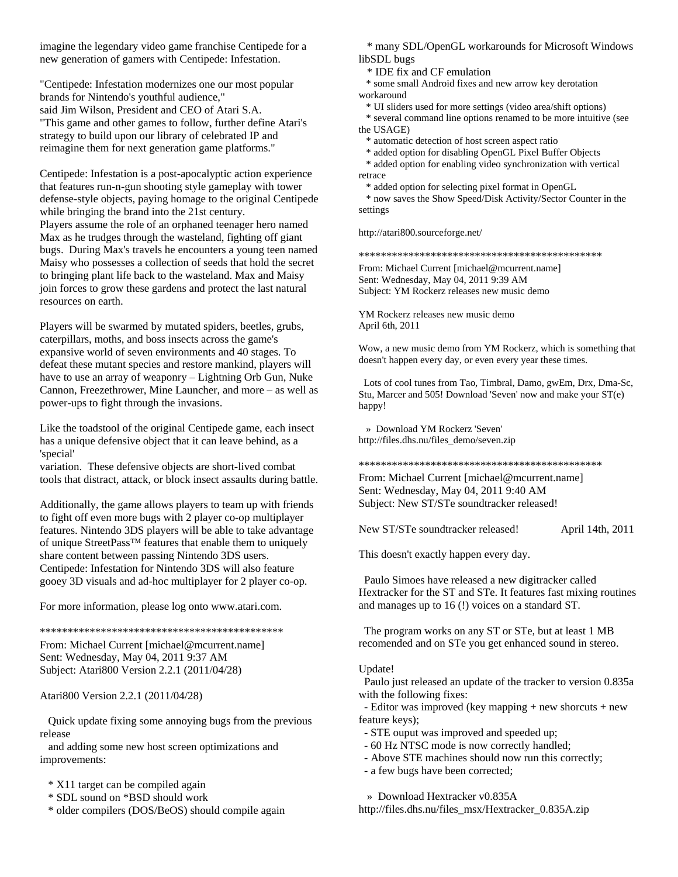imagine the legendary video game franchise Centipede for a new generation of gamers with Centipede: Infestation.

"Centipede: Infestation modernizes one our most popular brands for Nintendo's youthful audience,"
said Jim Wilson, President and CEO of Atari S.A.
"This game and other games to follow, further define Atari's strategy to build upon our library of celebrated IP and reimagine them for next generation game platforms."

Centipede: Infestation is a post-apocalyptic action experience that features run-n-gun shooting style gameplay with tower defense-style objects, paying homage to the original Centipede while bringing the brand into the 21st century.
Players assume the role of an orphaned teenager hero named Max as he trudges through the wasteland, fighting off giant bugs. During Max's travels he encounters a young teen named Maisy who possesses a collection of seeds that hold the secret to bringing plant life back to the wasteland. Max and Maisy join forces to grow these gardens and protect the last natural resources on earth.

Players will be swarmed by mutated spiders, beetles, grubs, caterpillars, moths, and boss insects across the game's expansive world of seven environments and 40 stages. To defeat these mutant species and restore mankind, players will have to use an array of weaponry – Lightning Orb Gun, Nuke Cannon, Freezethrower, Mine Launcher, and more – as well as power-ups to fight through the invasions.

Like the toadstool of the original Centipede game, each insect has a unique defensive object that it can leave behind, as a 'special'
variation. These defensive objects are short-lived combat tools that distract, attack, or block insect assaults during battle.

Additionally, the game allows players to team up with friends to fight off even more bugs with 2 player co-op multiplayer features. Nintendo 3DS players will be able to take advantage of unique StreetPass™ features that enable them to uniquely share content between passing Nintendo 3DS users.
Centipede: Infestation for Nintendo 3DS will also feature gooey 3D visuals and ad-hoc multiplayer for 2 player co-op.

For more information, please log onto www.atari.com.

********************************************

From: Michael Current [michael@mcurrent.name]
Sent: Wednesday, May 04, 2011 9:37 AM
Subject: Atari800 Version 2.2.1 (2011/04/28)

Atari800 Version 2.2.1 (2011/04/28)

Quick update fixing some annoying bugs from the previous release
and adding some new host screen optimizations and improvements:

* X11 target can be compiled again
* SDL sound on *BSD should work
* older compilers (DOS/BeOS) should compile again
* many SDL/OpenGL workarounds for Microsoft Windows libSDL bugs
* IDE fix and CF emulation
* some small Android fixes and new arrow key derotation workaround
* UI sliders used for more settings (video area/shift options)
* several command line options renamed to be more intuitive (see the USAGE)
* automatic detection of host screen aspect ratio
* added option for disabling OpenGL Pixel Buffer Objects
* added option for enabling video synchronization with vertical retrace
* added option for selecting pixel format in OpenGL
* now saves the Show Speed/Disk Activity/Sector Counter in the settings

http://atari800.sourceforge.net/

********************************************

From: Michael Current [michael@mcurrent.name]
Sent: Wednesday, May 04, 2011 9:39 AM
Subject: YM Rockerz releases new music demo

YM Rockerz releases new music demo
April 6th, 2011

Wow, a new music demo from YM Rockerz, which is something that doesn't happen every day, or even every year these times.

Lots of cool tunes from Tao, Timbral, Damo, gwEm, Drx, Dma-Sc, Stu, Marcer and 505! Download 'Seven' now and make your ST(e) happy!

» Download YM Rockerz 'Seven'
http://files.dhs.nu/files_demo/seven.zip

********************************************

From: Michael Current [michael@mcurrent.name]
Sent: Wednesday, May 04, 2011 9:40 AM
Subject: New ST/STe soundtracker released!

New ST/STe soundtracker released! April 14th, 2011

This doesn't exactly happen every day.

Paulo Simoes have released a new digitracker called Hextracker for the ST and STe. It features fast mixing routines and manages up to 16 (!) voices on a standard ST.

The program works on any ST or STe, but at least 1 MB recomended and on STe you get enhanced sound in stereo.

Update!
Paulo just released an update of the tracker to version 0.835a with the following fixes:
- Editor was improved (key mapping + new shorcuts + new feature keys);
- STE ouput was improved and speeded up;
- 60 Hz NTSC mode is now correctly handled;
- Above STE machines should now run this correctly;
- a few bugs have been corrected;

» Download Hextracker v0.835A
http://files.dhs.nu/files_msx/Hextracker_0.835A.zip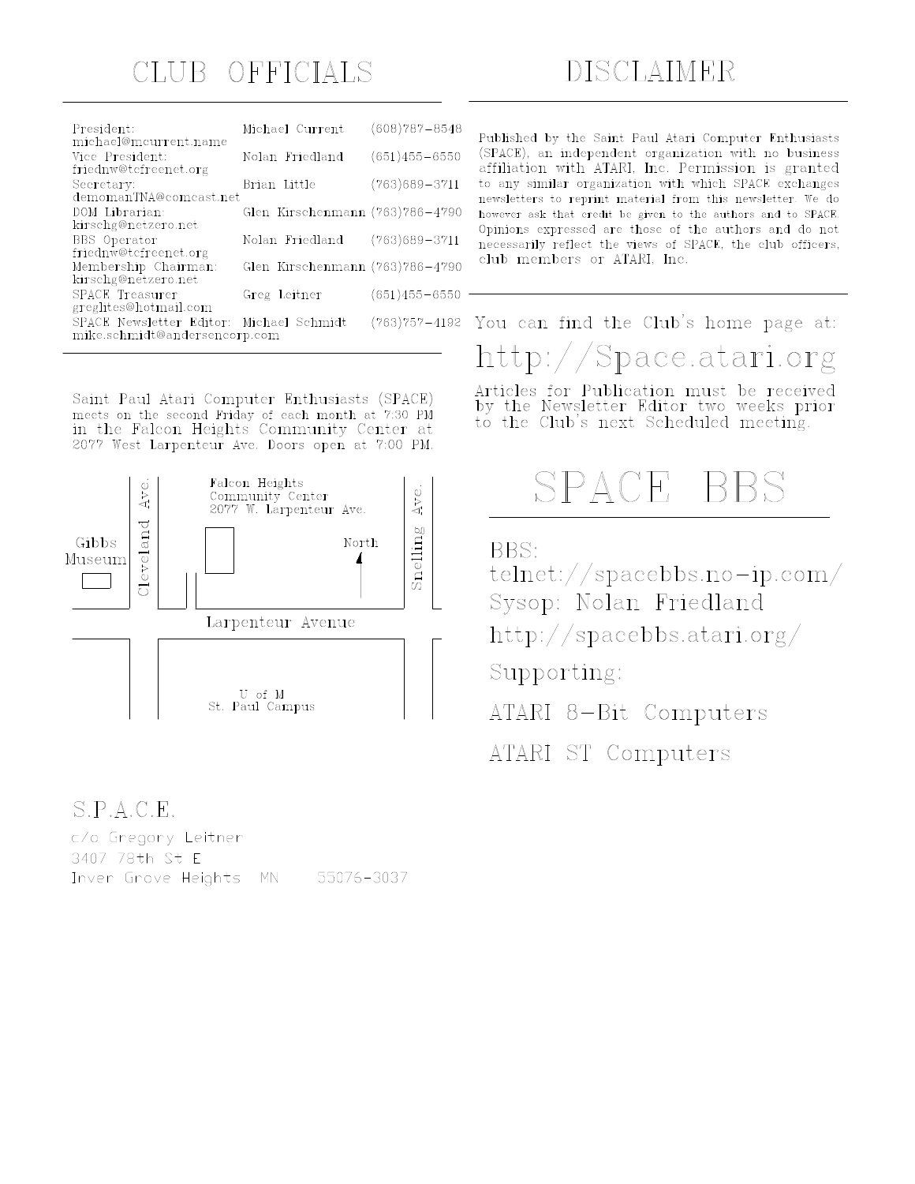# CLUB OFFICIALS

| | | |
|---|---|---|
| President: michael@mcurrent.name | Michael Current | (608)787-8548 |
| Vice President: friednw@tcfreenet.org | Nolan Friedland | (651)455-6550 |
| Secretary: demomanTNA@comcast.net | Brian Little | (763)689-3711 |
| DOM Librarian: kirschg@netzero.net | Glen Kirschenmann | (763)786-4790 |
| BBS Operator friednw@tcfreenet.org | Nolan Friedland | (763)689-3711 |
| Membership Chairman: kirschg@netzero.net | Glen Kirschenmann | (763)786-4790 |
| SPACE Treasurer greglites@hotmail.com | Greg Leitner | (651)455-6550 |
| SPACE Newsletter Editor: mike.schmidt@andersencorp.com | Michael Schmidt | (763)757-4192 |

Saint Paul Atari Computer Enthusiasts (SPACE) meets on the second Friday of each month at 7:30 PM in the Falcon Heights Community Center at 2077 West Larpenteur Ave. Doors open at 7:00 PM.

Falcon Heights Community Center 2077 W. Larpenteur Ave.

Gibbs Museum

Cleveland Ave.

Snelling Ave.

North

Larpenteur Avenue

U of M St. Paul Campus

# DISCLAIMER

Published by the Saint Paul Atari Computer Enthusiasts (SPACE), an independent organization with no business affiliation with ATARI, Inc. Permission is granted to any similar organization with which SPACE exchanges newsletters to reprint material from this newsletter. We do however ask that credit be given to the authors and to SPACE. Opinions expressed are those of the authors and do not necessarily reflect the views of SPACE, the club officers, club members or ATARI, Inc.

You can find the Club's home page at:

http://Space.atari.org

Articles for Publication must be received by the Newsletter Editor two weeks prior to the Club's next Scheduled meeting.

# SPACE BBS

BBS:
telnet://spacebbs.no-ip.com/

Sysop: Nolan Friedland

http://spacebbs.atari.org/

Supporting:

ATARI 8-Bit Computers

ATARI ST Computers

S.P.A.C.E.
c/o Gregory Leitner
3407 78th St E
Inver Grove Heights MN 55076-3037